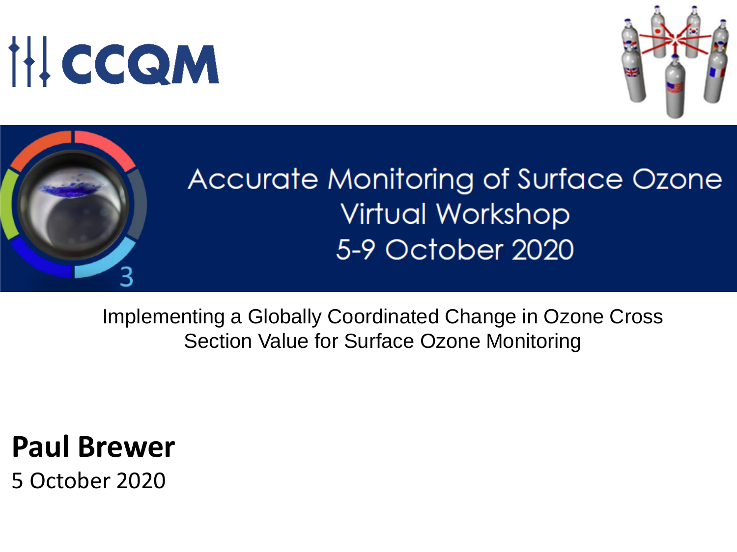CCQM

# Accurate Monitoring of Surface Ozone Virtual Workshop

5-9 October 2020

## Implementing a Globally Coordinated Change in Ozone Cross Section Value for Surface Ozone Monitoring

**Paul Brewer**

5 October 2020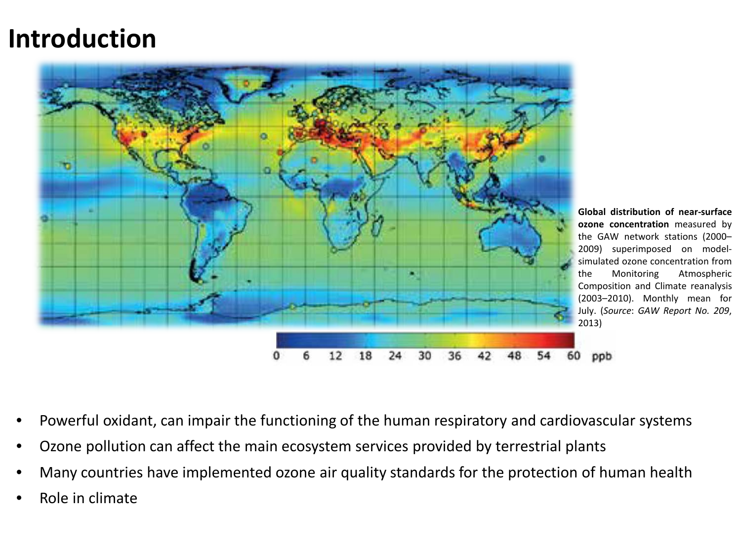# Introduction

**Global distribution of near-surface ozone concentration** measured by the GAW network stations (2000–2009) superimposed on model-simulated ozone concentration from the Monitoring Atmospheric Composition and Climate reanalysis (2003–2010). Monthly mean for July. (*Source*: *GAW Report No. 209*, 2013)

- Powerful oxidant, can impair the functioning of the human respiratory and cardiovascular systems
- Ozone pollution can affect the main ecosystem services provided by terrestrial plants
- Many countries have implemented ozone air quality standards for the protection of human health
- Role in climate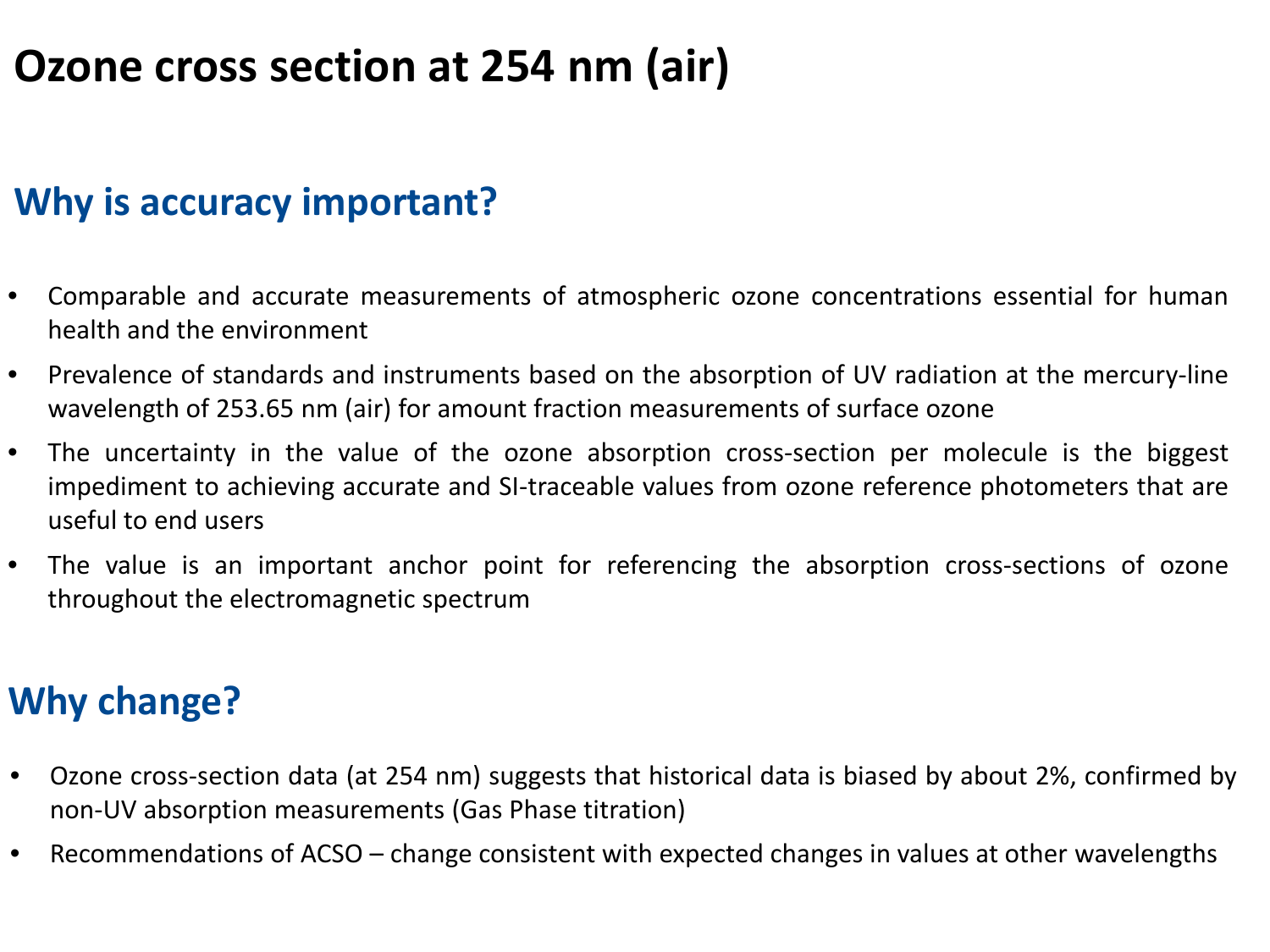# Ozone cross section at 254 nm (air)

## Why is accuracy important?

- Comparable and accurate measurements of atmospheric ozone concentrations essential for human health and the environment
- Prevalence of standards and instruments based on the absorption of UV radiation at the mercury-line wavelength of 253.65 nm (air) for amount fraction measurements of surface ozone
- The uncertainty in the value of the ozone absorption cross-section per molecule is the biggest impediment to achieving accurate and SI-traceable values from ozone reference photometers that are useful to end users
- The value is an important anchor point for referencing the absorption cross-sections of ozone throughout the electromagnetic spectrum

## Why change?

- Ozone cross-section data (at 254 nm) suggests that historical data is biased by about 2%, confirmed by non-UV absorption measurements (Gas Phase titration)
- Recommendations of ACSO – change consistent with expected changes in values at other wavelengths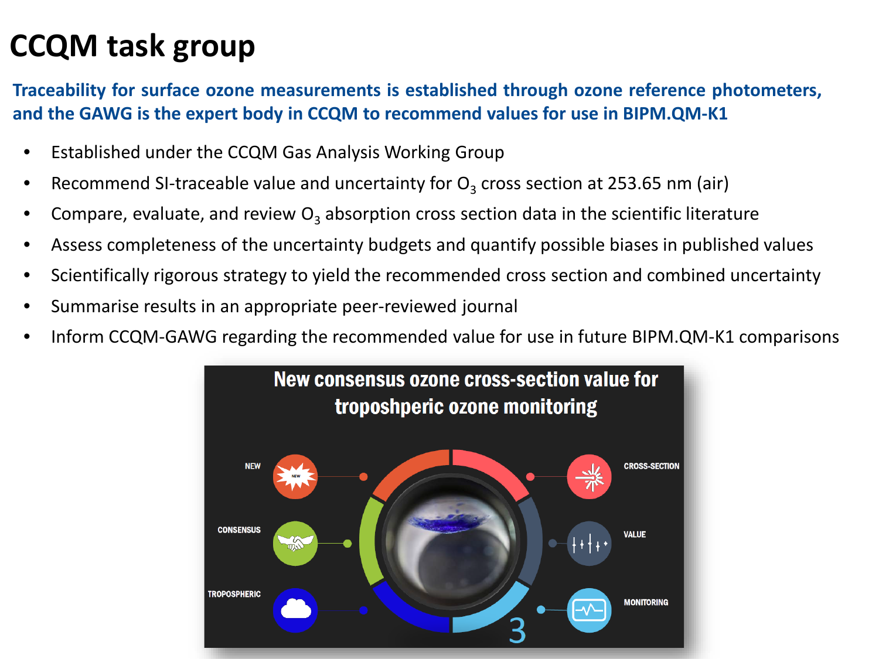# CCQM task group

**Traceability for surface ozone measurements is established through ozone reference photometers, and the GAWG is the expert body in CCQM to recommend values for use in BIPM.QM-K1**

- Established under the CCQM Gas Analysis Working Group
- Recommend SI-traceable value and uncertainty for $O_3$ cross section at 253.65 nm (air)
- Compare, evaluate, and review $O_3$ absorption cross section data in the scientific literature
- Assess completeness of the uncertainty budgets and quantify possible biases in published values
- Scientifically rigorous strategy to yield the recommended cross section and combined uncertainty
- Summarise results in an appropriate peer-reviewed journal
- Inform CCQM-GAWG regarding the recommended value for use in future BIPM.QM-K1 comparisons

New consensus ozone cross-section value for troposhperic ozone monitoring

NEW — CONSENSUS — TROPOSPHERIC — CROSS-SECTION — VALUE — MONITORING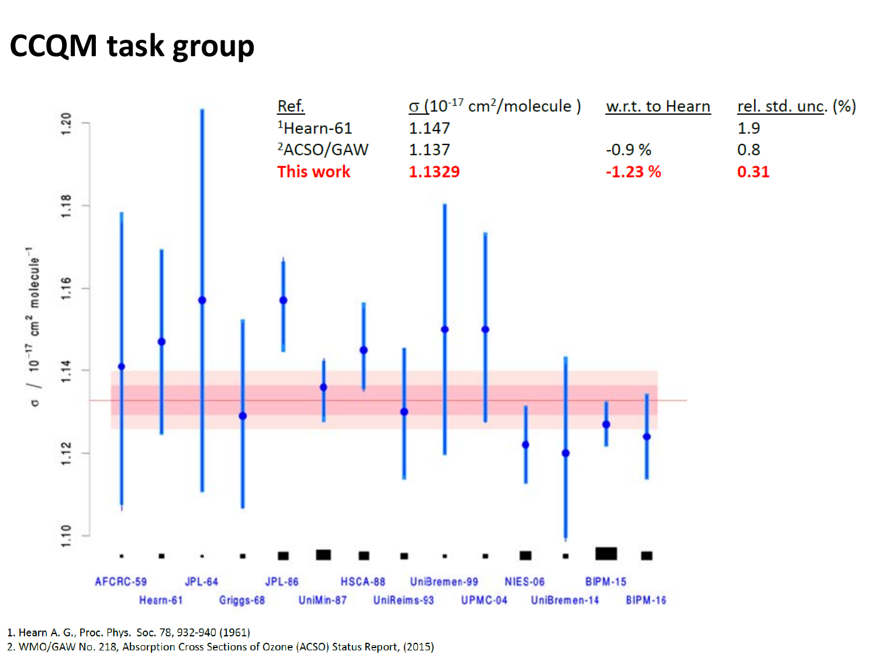# CCQM task group

| Ref. | σ ($10^{-17}$ $cm^2$/molecule ) | w.r.t. to Hearn | rel. std. unc. (%) |
|---|---|---|---|
| Hearn-61[1] | 1.147 | | 1.9 |
| ACSO/GAW[2] | 1.137 | -0.9 % | 0.8 |
| **This work** | **1.1329** | **-1.23 %** | **0.31** |

1. Hearn A. G., Proc. Phys. Soc. 78, 932-940 (1961)
2. WMO/GAW No. 218, Absorption Cross Sections of Ozone (ACSO) Status Report, (2015)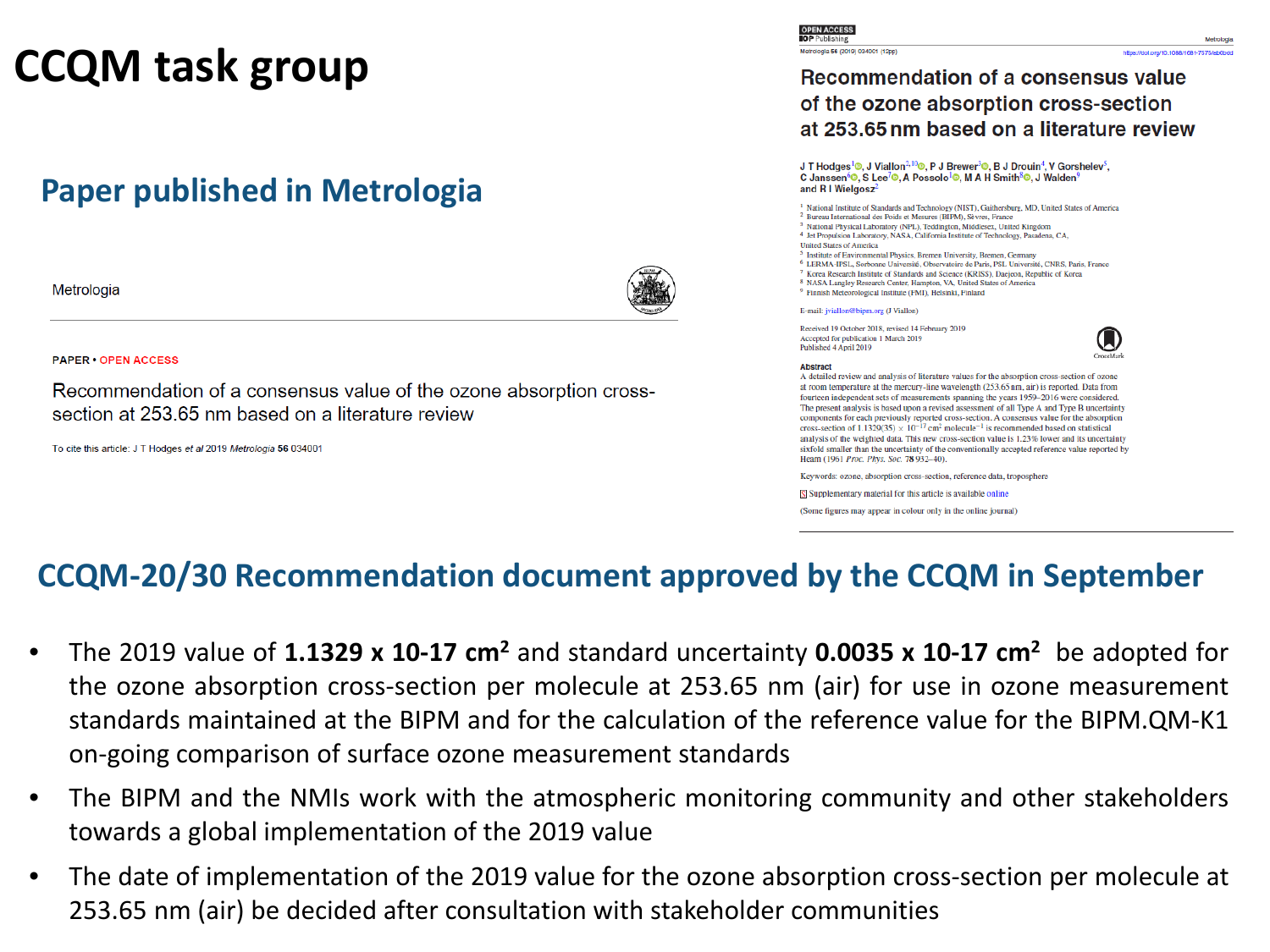# CCQM task group

## Paper published in Metrologia

Metrologia

PAPER • OPEN ACCESS

Recommendation of a consensus value of the ozone absorption cross-section at 253.65 nm based on a literature review

To cite this article: J T Hodges *et al* 2019 *Metrologia* **56** 034001

OPEN ACCESS
IOP Publishing

Metrologia

Metrologia **56** (2019) 034001 (12pp)

https://doi.org/10.1088/1681-7575/ab0bdd

### Recommendation of a consensus value of the ozone absorption cross-section at 253.65 nm based on a literature review

J T Hodges[1], J Viallon[2,10], P J Brewer[3], B J Drouin[4], V Gorshelev[5], C Janssen[6], S Lee[7], A Possolo[1], M A H Smith[8], J Walden[9] and R I Wielgosz[2]

[1] National Institute of Standards and Technology (NIST), Gaithersburg, MD, United States of America
[2] Bureau International des Poids et Mesures (BIPM), Sèvres, France
[3] National Physical Laboratory (NPL), Teddington, Middlesex, United Kingdom
[4] Jet Propulsion Laboratory, NASA, California Institute of Technology, Pasadena, CA, United States of America
[5] Institute of Environmental Physics, Bremen University, Bremen, Germany
[6] LERMA-IPSL, Sorbonne Université, Observatoire de Paris, PSL Université, CNRS, Paris, France
[7] Korea Research Institute of Standards and Science (KRISS), Daejeon, Republic of Korea
[8] NASA Langley Research Center, Hampton, VA, United States of America
[9] Finnish Meteorological Institute (FMI), Helsinki, Finland

E-mail: jviallon@bipm.org (J Viallon)

Received 19 October 2018, revised 14 February 2019
Accepted for publication 1 March 2019
Published 4 April 2019

**Abstract**

A detailed review and analysis of literature values for the absorption cross-section of ozone at room temperature at the mercury-line wavelength (253.65 nm, air) is reported. Data from fourteen independent sets of measurements spanning the years 1959–2016 were considered. The present analysis is based upon a revised assessment of all Type A and Type B uncertainty components for each previously reported cross-section. A consensus value for the absorption cross-section of 1.1329(35) $\times 10^{-17}$ cm$^2$ molecule$^{-1}$ is recommended based on statistical analysis of the weighted data. This new cross-section value is 1.23% lower and its uncertainty sixfold smaller than the uncertainty of the conventionally accepted reference value reported by Hearn (1961 *Proc. Phys. Soc.* **78** 932–40).

Keywords: ozone, absorption cross-section, reference data, troposphere

Supplementary material for this article is available online

(Some figures may appear in colour only in the online journal)

## CCQM-20/30 Recommendation document approved by the CCQM in September

- The 2019 value of **1.1329 x 10-17 cm$^2$** and standard uncertainty **0.0035 x 10-17 cm$^2$** be adopted for the ozone absorption cross-section per molecule at 253.65 nm (air) for use in ozone measurement standards maintained at the BIPM and for the calculation of the reference value for the BIPM.QM-K1 on-going comparison of surface ozone measurement standards
- The BIPM and the NMIs work with the atmospheric monitoring community and other stakeholders towards a global implementation of the 2019 value
- The date of implementation of the 2019 value for the ozone absorption cross-section per molecule at 253.65 nm (air) be decided after consultation with stakeholder communities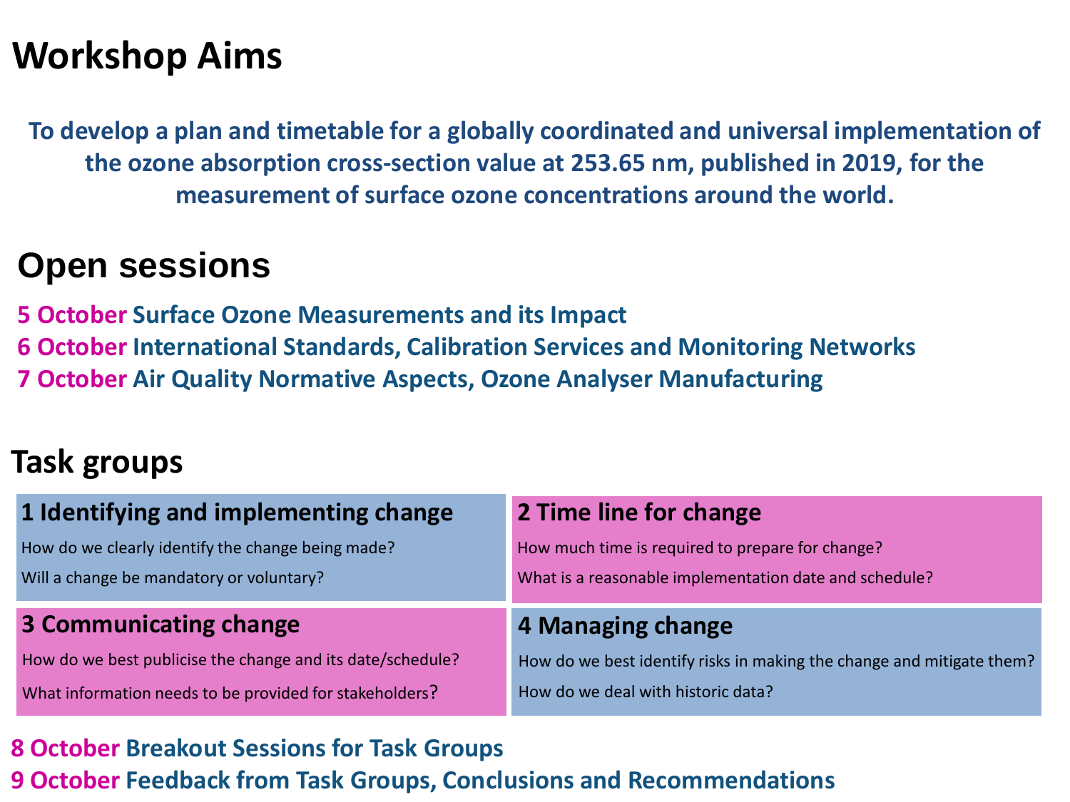# Workshop Aims

**To develop a plan and timetable for a globally coordinated and universal implementation of the ozone absorption cross-section value at 253.65 nm, published in 2019, for the measurement of surface ozone concentrations around the world.**

# Open sessions

**5 October** **Surface Ozone Measurements and its Impact**

**6 October** **International Standards, Calibration Services and Monitoring Networks**

**7 October** **Air Quality Normative Aspects, Ozone Analyser Manufacturing**

## Task groups

### 1 Identifying and implementing change

How do we clearly identify the change being made?

Will a change be mandatory or voluntary?

### 2 Time line for change

How much time is required to prepare for change?

What is a reasonable implementation date and schedule?

### 3 Communicating change

How do we best publicise the change and its date/schedule?

What information needs to be provided for stakeholders?

### 4 Managing change

How do we best identify risks in making the change and mitigate them?

How do we deal with historic data?

**8 October** **Breakout Sessions for Task Groups**

**9 October** **Feedback from Task Groups, Conclusions and Recommendations**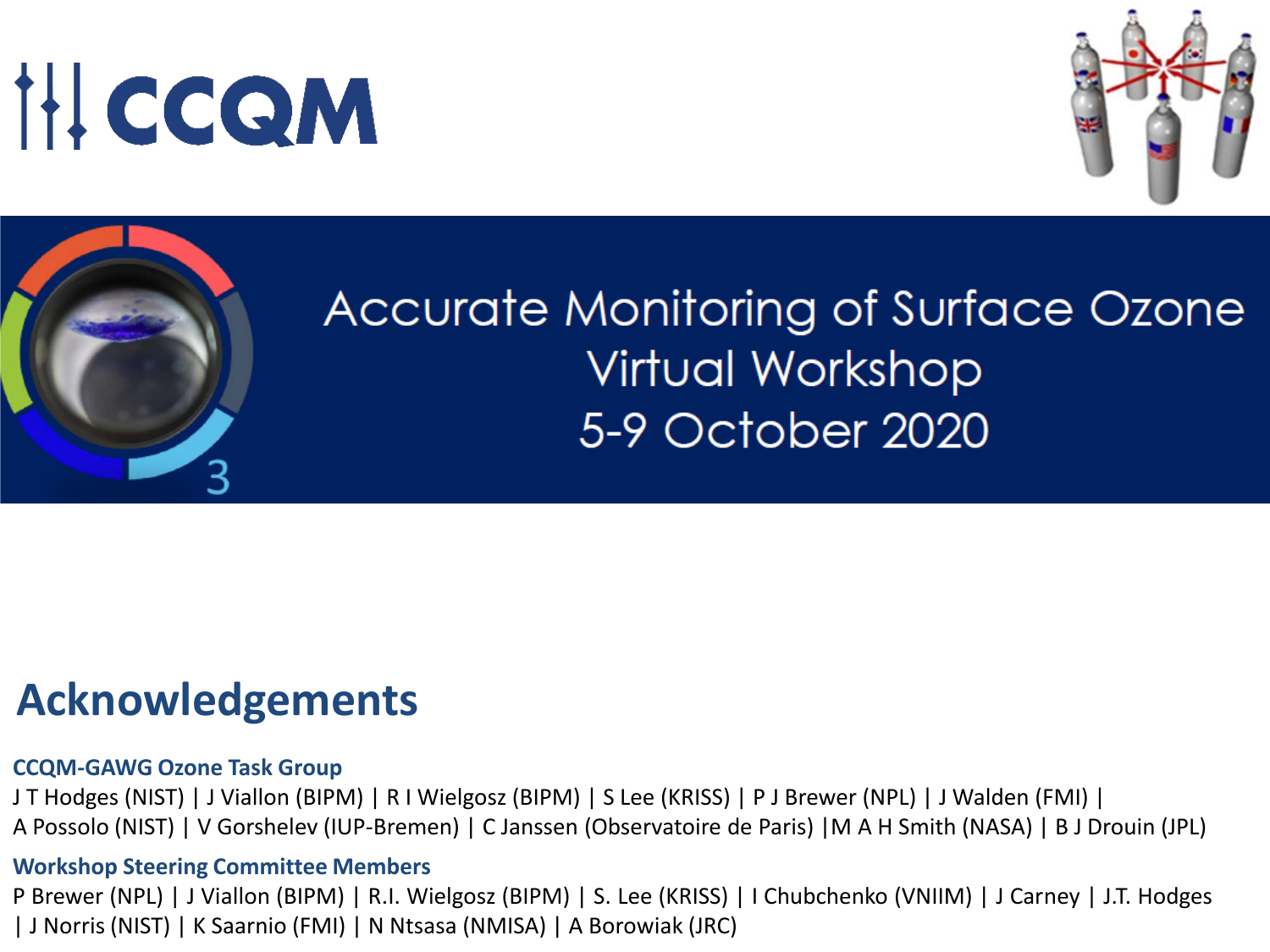CCQM

# Accurate Monitoring of Surface Ozone Virtual Workshop 5-9 October 2020

## Acknowledgements

### CCQM-GAWG Ozone Task Group

J T Hodges (NIST) | J Viallon (BIPM) | R I Wielgosz (BIPM) | S Lee (KRISS) | P J Brewer (NPL) | J Walden (FMI) | A Possolo (NIST) | V Gorshelev (IUP-Bremen) | C Janssen (Observatoire de Paris) |M A H Smith (NASA) | B J Drouin (JPL)

### Workshop Steering Committee Members

P Brewer (NPL) | J Viallon (BIPM) | R.I. Wielgosz (BIPM) | S. Lee (KRISS) | I Chubchenko (VNIIM) | J Carney | J.T. Hodges | J Norris (NIST) | K Saarnio (FMI) | N Ntsasa (NMISA) | A Borowiak (JRC)